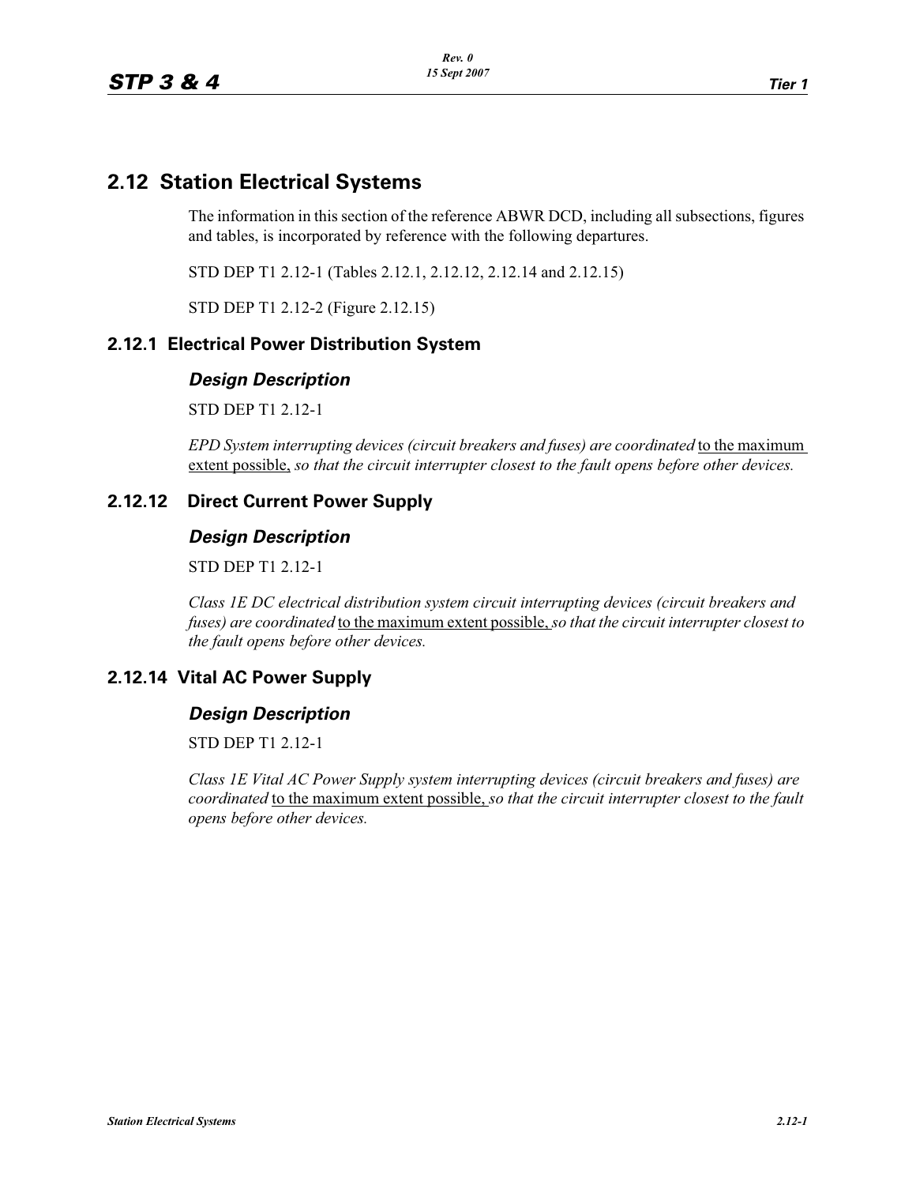## 2.12 Station Electrical Systems

The information in this section of the reference ABWR DCD, including all subsections, figures and tables, is incorporated by reference with the following departures.

STD DEP T1 2.12-1 (Tables 2.12.1, 2.12.12, 2.12.14 and 2.12.15)

STD DEP T1 2.12-2 (Figure 2.12.15)

### 2.12.1 Electrical Power Distribution System

#### *Design Description*

STD DEP T1 2.12-1

*EPD System interrupting devices (circuit breakers and fuses) are coordinated* <u>to the maximum extent possible,</u> *so that the circuit interrupter closest to the fault opens before other devices.*

### 2.12.12 Direct Current Power Supply

#### *Design Description*

STD DEP T1 2.12-1

*Class 1E DC electrical distribution system circuit interrupting devices (circuit breakers and fuses) are coordinated* <u>to the maximum extent possible,</u> *so that the circuit interrupter closest to the fault opens before other devices.*

### 2.12.14 Vital AC Power Supply

#### *Design Description*

STD DEP T1 2.12-1

*Class 1E Vital AC Power Supply system interrupting devices (circuit breakers and fuses) are coordinated* <u>to the maximum extent possible,</u> *so that the circuit interrupter closest to the fault opens before other devices.*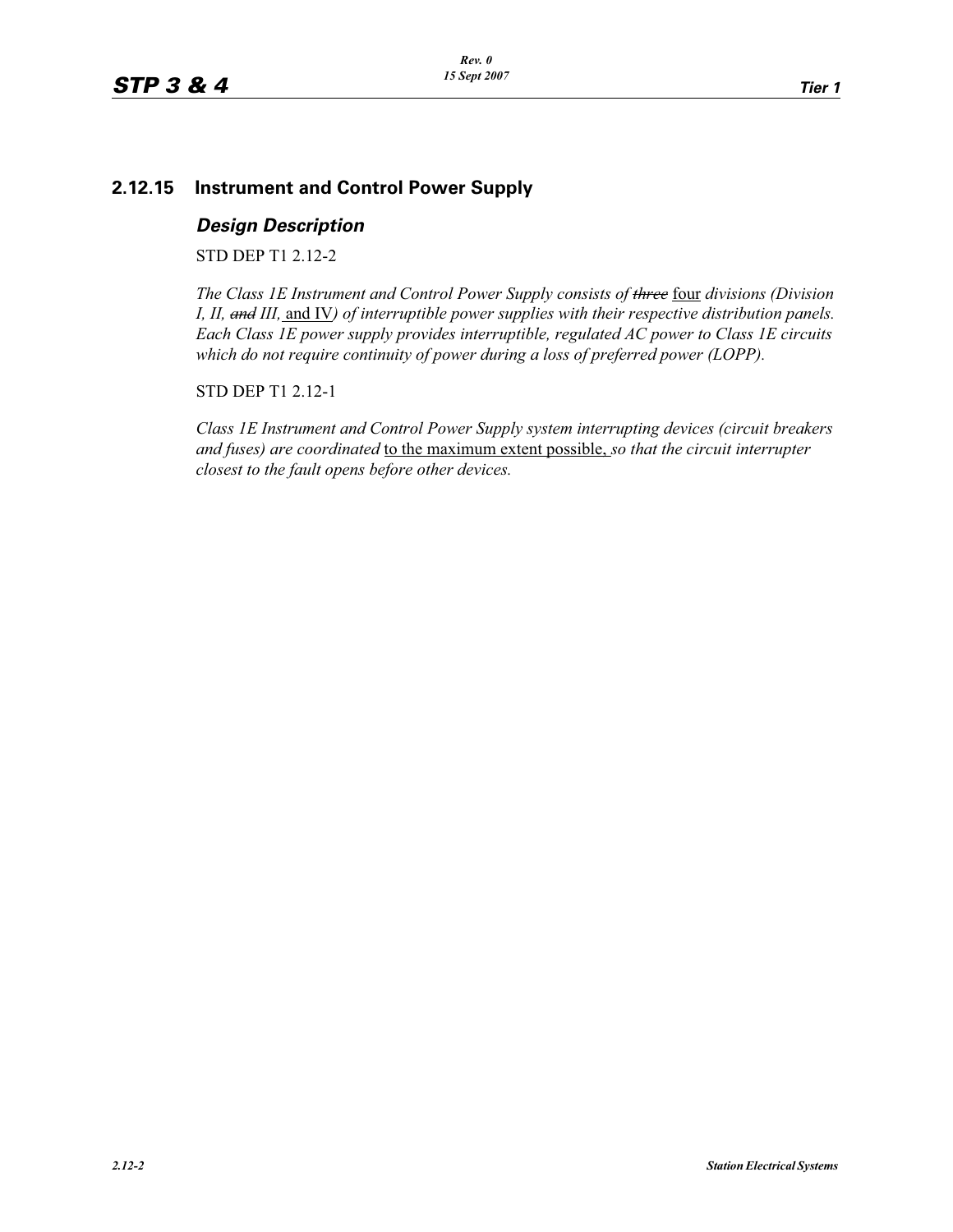## 2.12.15 Instrument and Control Power Supply

### *Design Description*

STD DEP T1 2.12-2

*The Class 1E Instrument and Control Power Supply consists of ~~three~~* <u>four</u> *divisions (Division I, II, ~~and~~ III,* <u>and IV</u>*) of interruptible power supplies with their respective distribution panels. Each Class 1E power supply provides interruptible, regulated AC power to Class 1E circuits which do not require continuity of power during a loss of preferred power (LOPP).*

STD DEP T1 2.12-1

*Class 1E Instrument and Control Power Supply system interrupting devices (circuit breakers and fuses) are coordinated* <u>to the maximum extent possible,</u> *so that the circuit interrupter closest to the fault opens before other devices.*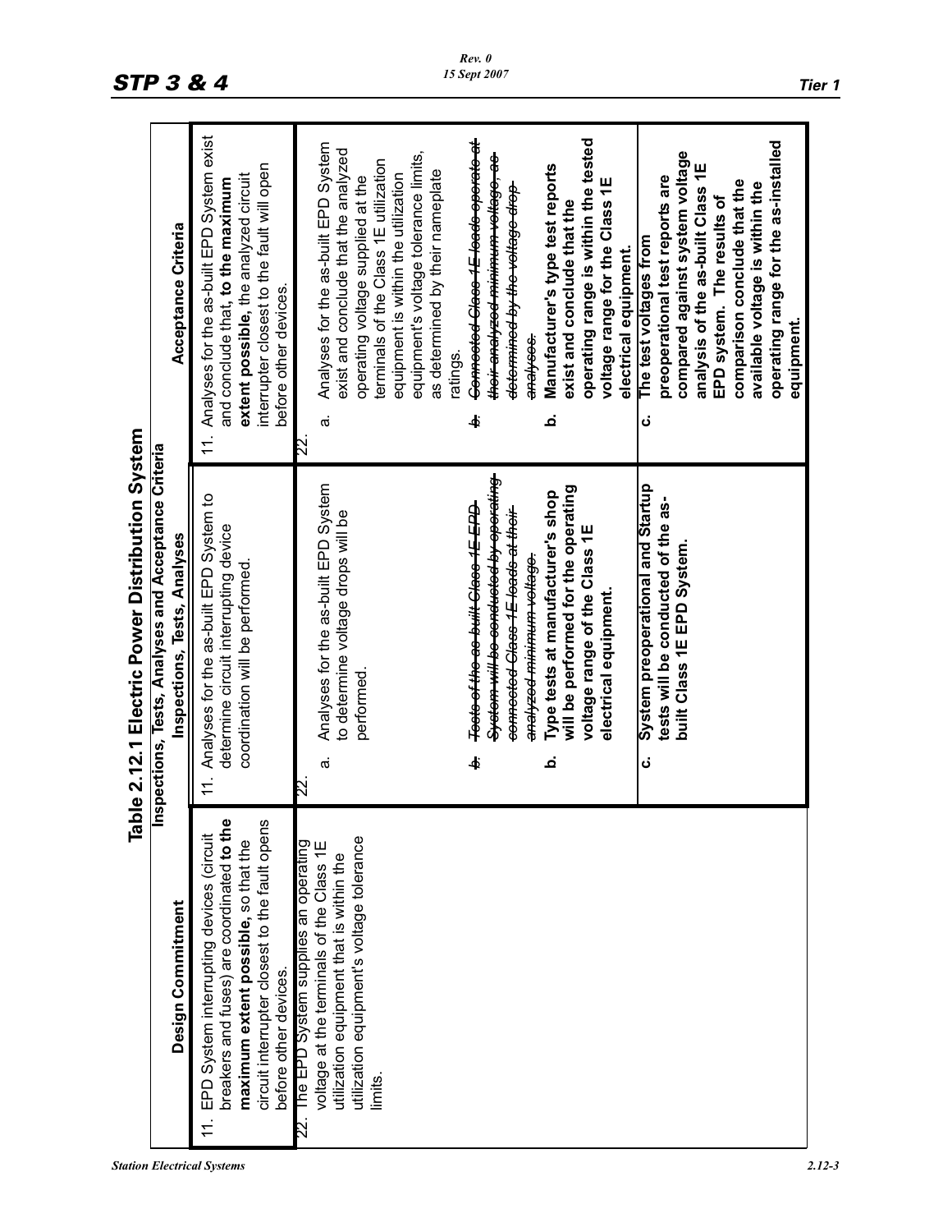# Table 2.12.1 Electric Power Distribution System

| Design Commitment | Inspections, Tests, Analyses | Acceptance Criteria |
|---|---|---|
| 11. EPD System interrupting devices (circuit breakers and fuses) are coordinated **to the maximum extent possible**, so that the circuit interrupter closest to the fault opens before other devices. | 11. Analyses for the as-built EPD System to determine circuit interrupting device coordination will be performed. | 11. Analyses for the as-built EPD System exist and conclude that, **to the maximum extent possible**, the analyzed circuit interrupter closest to the fault will open before other devices. |
| 22. The EPD System supplies an operating voltage at the terminals of the Class 1E utilization equipment that is within the utilization equipment's voltage tolerance limits. | 22.<br>a. Analyses for the as-built EPD System to determine voltage drops will be performed.<br>~~b. Tests of the as-built Class 1E EPD System will be conducted by operating connected Class 1E loads at their analyzed minimum voltage.~~<br>**b. Type tests at manufacturer's shop will be performed for the operating voltage range of the Class 1E electrical equipment.**<br>**c. System preoperational and Startup tests will be conducted of the as-built Class 1E EPD System.** | 22.<br>a. Analyses for the as-built EPD System exist and conclude that the analyzed operating voltage supplied at the terminals of the Class 1E utilization equipment is within the utilization equipment's voltage tolerance limits, as determined by their nameplate ratings.<br>~~b. Connected Class 1E loads operate at their analyzed minimum voltage, as determined by the voltage drop analyses.~~<br>**b. Manufacturer's type test reports exist and conclude that the operating range is within the tested voltage range for the Class 1E electrical equipment.**<br>**c. The test voltages from preoperational test reports are compared against system voltage analysis of the as-built Class 1E EPD system. The results of comparison conclude that the available voltage is within the operating range for the as-installed equipment.** |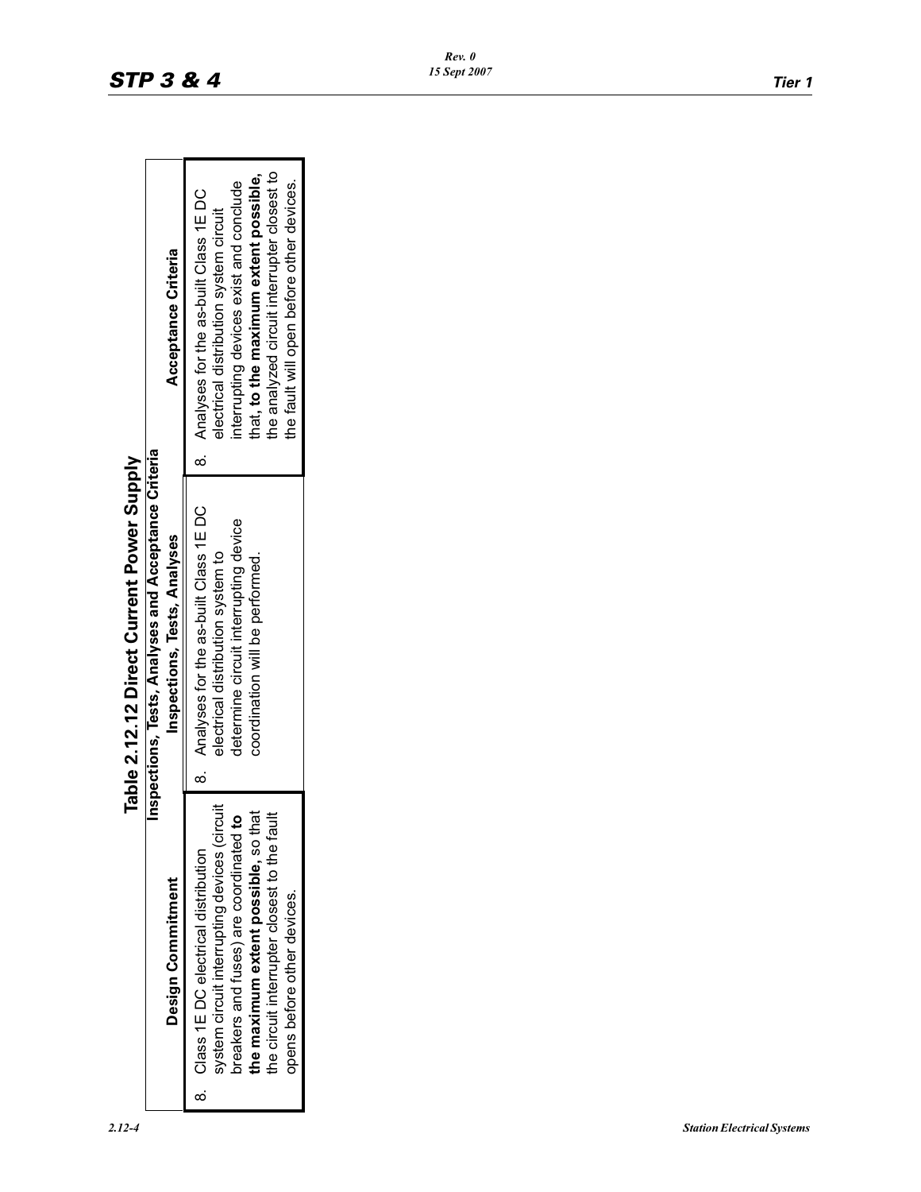**Table 2.12.12 Direct Current Power Supply**

| Inspections, Tests, Analyses and Acceptance Criteria | | |
|---|---|---|
| **Design Commitment** | **Inspections, Tests, Analyses** | **Acceptance Criteria** |
| 8. Class 1E DC electrical distribution system circuit interrupting devices (circuit breakers and fuses) are coordinated **to the maximum extent possible**, so that the circuit interrupter closest to the fault opens before other devices. | 8. Analyses for the as-built Class 1E DC electrical distribution system to determine circuit interrupting device coordination will be performed. | 8. Analyses for the as-built Class 1E DC electrical distribution system circuit interrupting devices exist and conclude that, **to the maximum extent possible**, the analyzed circuit interrupter closest to the fault will open before other devices. |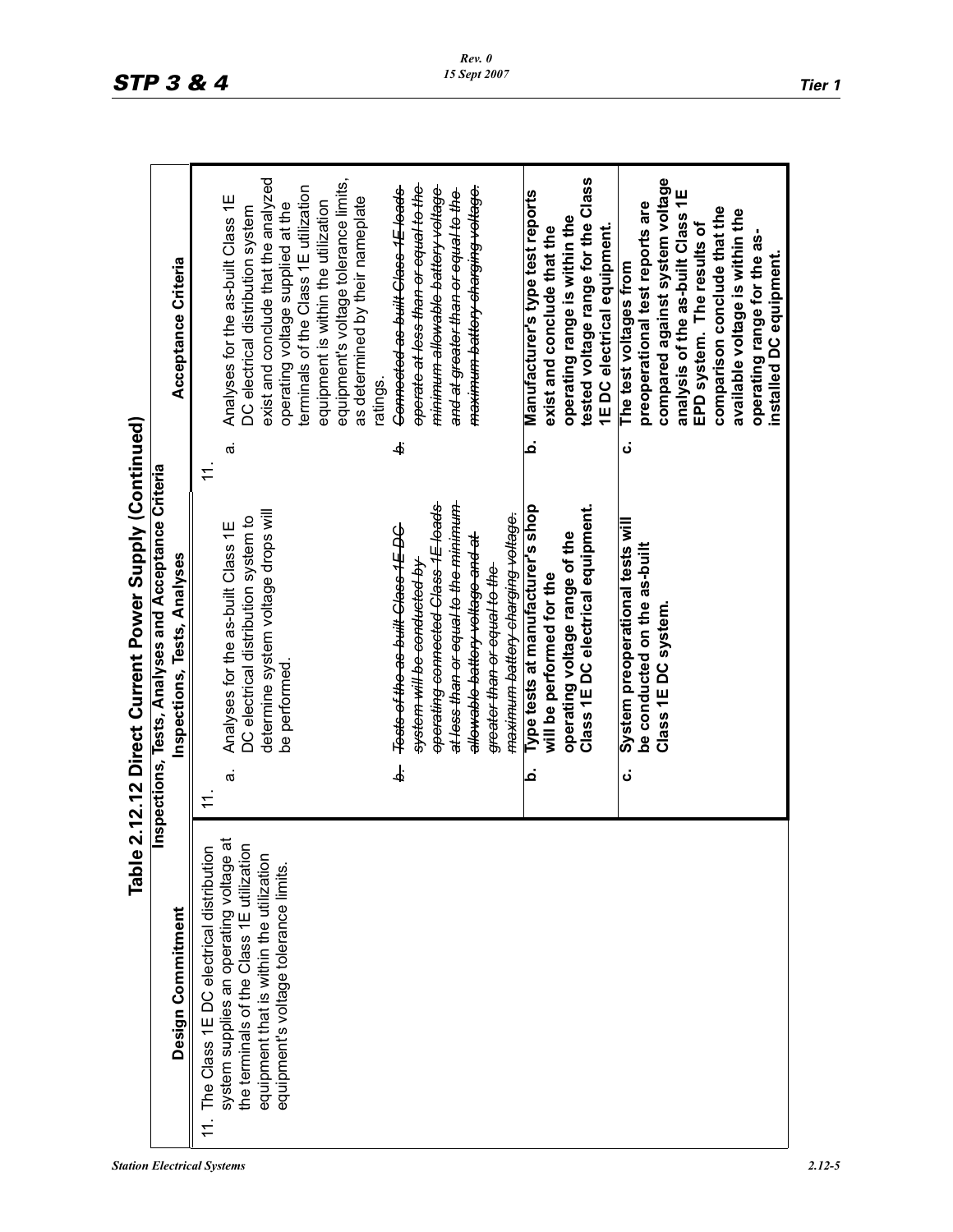## Table 2.12.12 Direct Current Power Supply (Continued)

| Design Commitment | Inspections, Tests, Analyses | Acceptance Criteria |
|---|---|---|
| 11. The Class 1E DC electrical distribution system supplies an operating voltage at the terminals of the Class 1E utilization equipment that is within the utilization equipment's voltage tolerance limits. | 11. a. Analyses for the as-built Class 1E DC electrical distribution system to determine system voltage drops will be performed. | 11. a. Analyses for the as-built Class 1E DC electrical distribution system exist and conclude that the analyzed operating voltage supplied at the terminals of the Class 1E utilization equipment is within the utilization equipment's voltage tolerance limits, as determined by their nameplate ratings. |
| | ~~b. Tests of the as-built Class 1E DC system will be conducted by operating connected Class 1E loads at less than or equal to the minimum allowable battery voltage and at greater than or equal to the maximum battery charging voltage.~~ | ~~b. Connected as-built Class 1E loads operate at less than or equal to the minimum allowable battery voltage and at greater than or equal to the maximum battery charging voltage.~~ |
| | **b. Type tests at manufacturer's shop will be performed for the operating voltage range of the Class 1E DC electrical equipment.** | **b. Manufacturer's type test reports exist and conclude that the operating range is within the tested voltage range for the Class 1E DC electrical equipment.** |
| | **c. System preoperational tests will be conducted on the as-built Class 1E DC system.** | **c. The test voltages from preoperational test reports are compared against system voltage analysis of the as-built Class 1E EPD system. The results of comparison conclude that the available voltage is within the operating range for the as-installed DC equipment.** |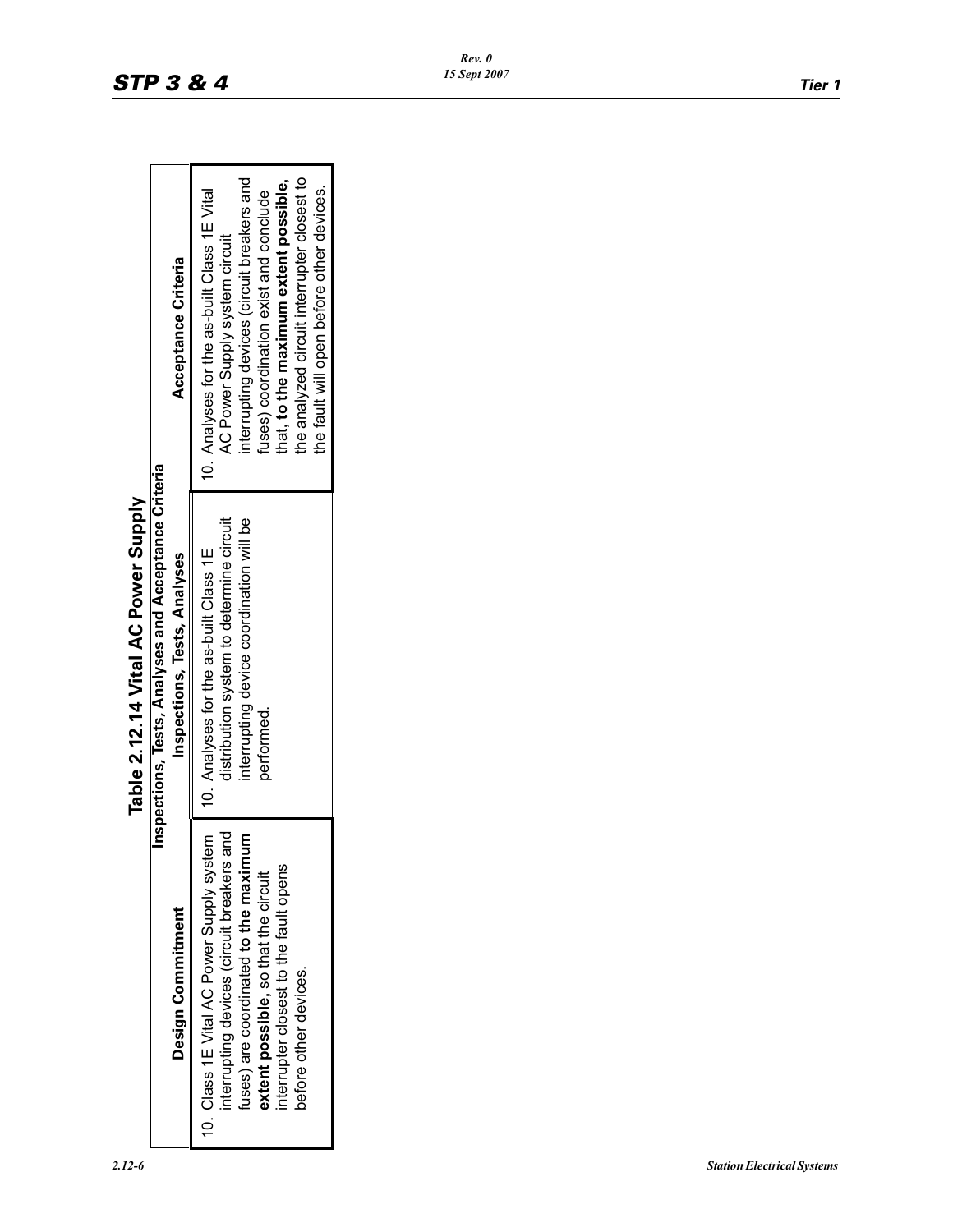## Table 2.12.14 Vital AC Power Supply

| Inspections, Tests, Analyses and Acceptance Criteria | | |
|---|---|---|
| **Design Commitment** | **Inspections, Tests, Analyses** | **Acceptance Criteria** |
| 10. Class 1E Vital AC Power Supply system interrupting devices (circuit breakers and fuses) are coordinated **to the maximum extent possible,** so that the circuit interrupter closest to the fault opens before other devices. | 10. Analyses for the as-built Class 1E distribution system to determine circuit interrupting device coordination will be performed. | 10. Analyses for the as-built Class 1E Vital AC Power Supply system circuit interrupting devices (circuit breakers and fuses) coordination exist and conclude that, **to the maximum extent possible,** the analyzed circuit interrupter closest to the fault will open before other devices. |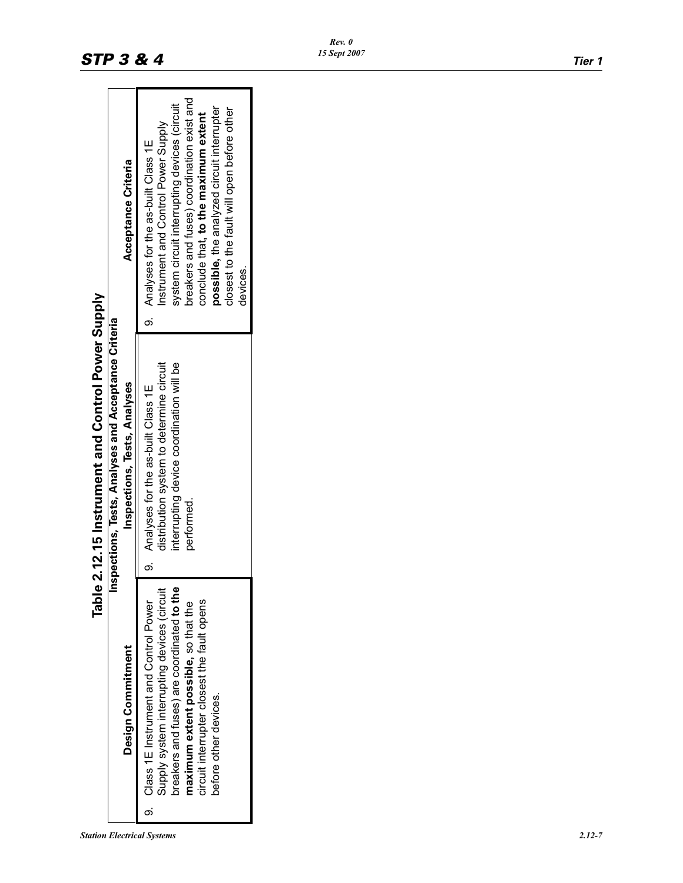## Table 2.12.15 Instrument and Control Power Supply

| Inspections, Tests, Analyses and Acceptance Criteria | | |
|---|---|---|
| **Design Commitment** | **Inspections, Tests, Analyses** | **Acceptance Criteria** |
| 9. Class 1E Instrument and Control Power Supply system interrupting devices (circuit breakers and fuses) are coordinated **to the maximum extent possible,** so that the circuit interrupter closest the fault opens before other devices. | 9. Analyses for the as-built Class 1E distribution system to determine circuit interrupting device coordination will be performed. | 9. Analyses for the as-built Class 1E Instrument and Control Power Supply system circuit interrupting devices (circuit breakers and fuses) coordination exist and conclude that, **to the maximum extent possible,** the analyzed circuit interrupter closest to the fault will open before other devices. |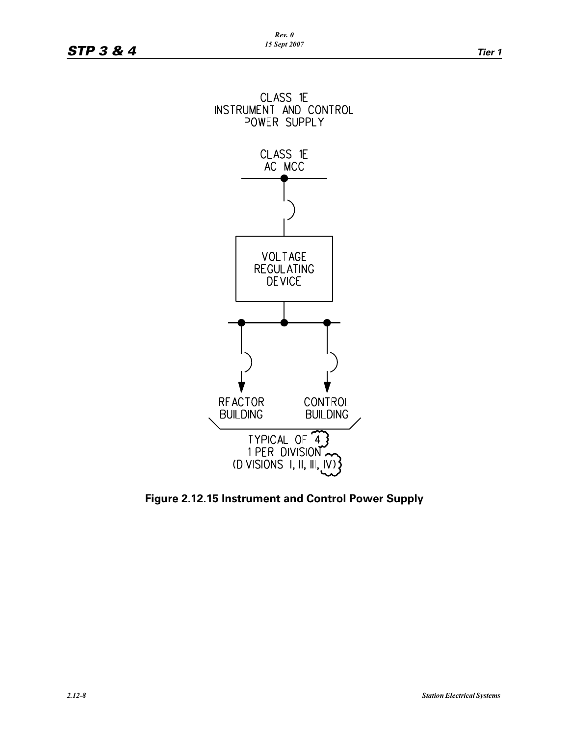CLASS 1E
INSTRUMENT AND CONTROL
POWER SUPPLY

CLASS 1E
AC MCC

VOLTAGE
REGULATING
DEVICE

REACTOR
BUILDING

CONTROL
BUILDING

TYPICAL OF 4
1 PER DIVISION
(DIVISIONS I, II, III, IV)

**Figure 2.12.15 Instrument and Control Power Supply**